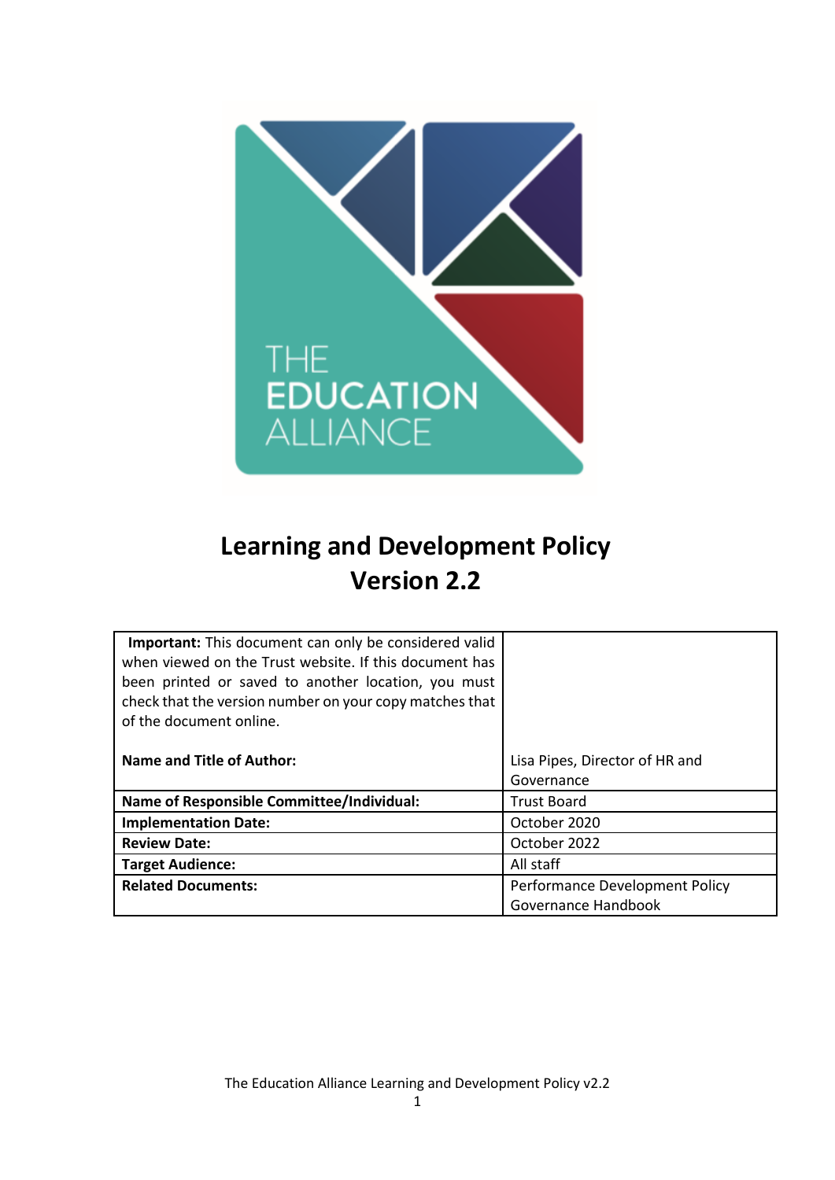# Learning and Development Policy
# Version 2.2

| **Important:** This document can only be considered valid when viewed on the Trust website. If this document has been printed or saved to another location, you must check that the version number on your copy matches that of the document online. | |
|---|---|
| **Name and Title of Author:** | Lisa Pipes, Director of HR and Governance |
| **Name of Responsible Committee/Individual:** | Trust Board |
| **Implementation Date:** | October 2020 |
| **Review Date:** | October 2022 |
| **Target Audience:** | All staff |
| **Related Documents:** | Performance Development Policy<br>Governance Handbook |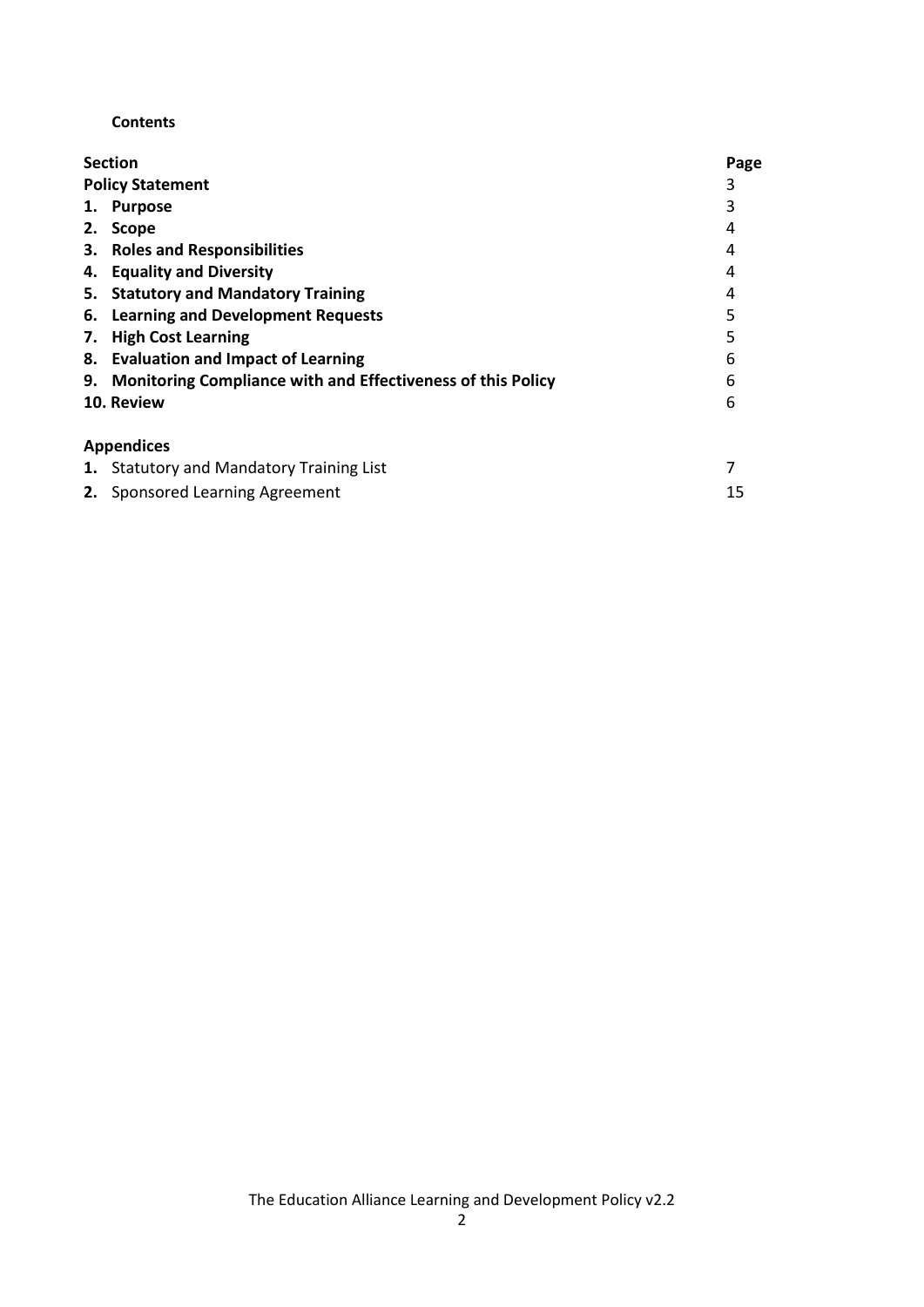**Contents**

| Section | Page |
| --- | --- |
| **Policy Statement** | 3 |
| **1. Purpose** | 3 |
| **2. Scope** | 4 |
| **3. Roles and Responsibilities** | 4 |
| **4. Equality and Diversity** | 4 |
| **5. Statutory and Mandatory Training** | 4 |
| **6. Learning and Development Requests** | 5 |
| **7. High Cost Learning** | 5 |
| **8. Evaluation and Impact of Learning** | 6 |
| **9. Monitoring Compliance with and Effectiveness of this Policy** | 6 |
| **10. Review** | 6 |
| | |
| **Appendices** | |
| **1.** Statutory and Mandatory Training List | 7 |
| **2.** Sponsored Learning Agreement | 15 |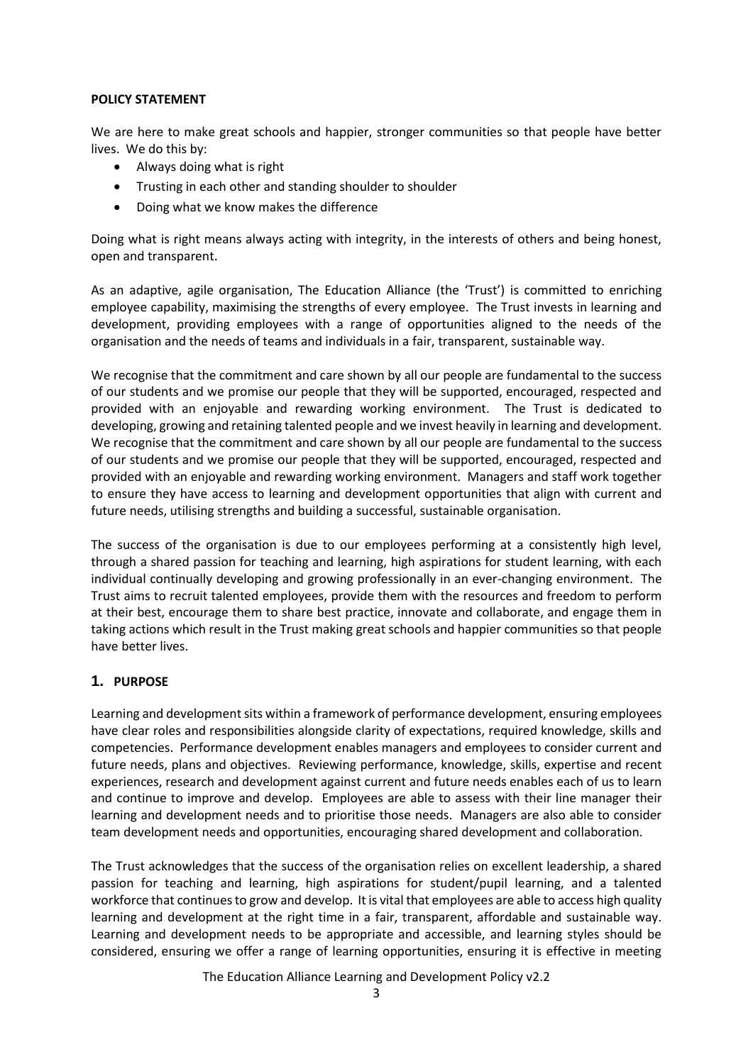**POLICY STATEMENT**

We are here to make great schools and happier, stronger communities so that people have better lives. We do this by:

- Always doing what is right
- Trusting in each other and standing shoulder to shoulder
- Doing what we know makes the difference

Doing what is right means always acting with integrity, in the interests of others and being honest, open and transparent.

As an adaptive, agile organisation, The Education Alliance (the 'Trust') is committed to enriching employee capability, maximising the strengths of every employee. The Trust invests in learning and development, providing employees with a range of opportunities aligned to the needs of the organisation and the needs of teams and individuals in a fair, transparent, sustainable way.

We recognise that the commitment and care shown by all our people are fundamental to the success of our students and we promise our people that they will be supported, encouraged, respected and provided with an enjoyable and rewarding working environment. The Trust is dedicated to developing, growing and retaining talented people and we invest heavily in learning and development. We recognise that the commitment and care shown by all our people are fundamental to the success of our students and we promise our people that they will be supported, encouraged, respected and provided with an enjoyable and rewarding working environment. Managers and staff work together to ensure they have access to learning and development opportunities that align with current and future needs, utilising strengths and building a successful, sustainable organisation.

The success of the organisation is due to our employees performing at a consistently high level, through a shared passion for teaching and learning, high aspirations for student learning, with each individual continually developing and growing professionally in an ever-changing environment. The Trust aims to recruit talented employees, provide them with the resources and freedom to perform at their best, encourage them to share best practice, innovate and collaborate, and engage them in taking actions which result in the Trust making great schools and happier communities so that people have better lives.

## 1. PURPOSE

Learning and development sits within a framework of performance development, ensuring employees have clear roles and responsibilities alongside clarity of expectations, required knowledge, skills and competencies. Performance development enables managers and employees to consider current and future needs, plans and objectives. Reviewing performance, knowledge, skills, expertise and recent experiences, research and development against current and future needs enables each of us to learn and continue to improve and develop. Employees are able to assess with their line manager their learning and development needs and to prioritise those needs. Managers are also able to consider team development needs and opportunities, encouraging shared development and collaboration.

The Trust acknowledges that the success of the organisation relies on excellent leadership, a shared passion for teaching and learning, high aspirations for student/pupil learning, and a talented workforce that continues to grow and develop. It is vital that employees are able to access high quality learning and development at the right time in a fair, transparent, affordable and sustainable way. Learning and development needs to be appropriate and accessible, and learning styles should be considered, ensuring we offer a range of learning opportunities, ensuring it is effective in meeting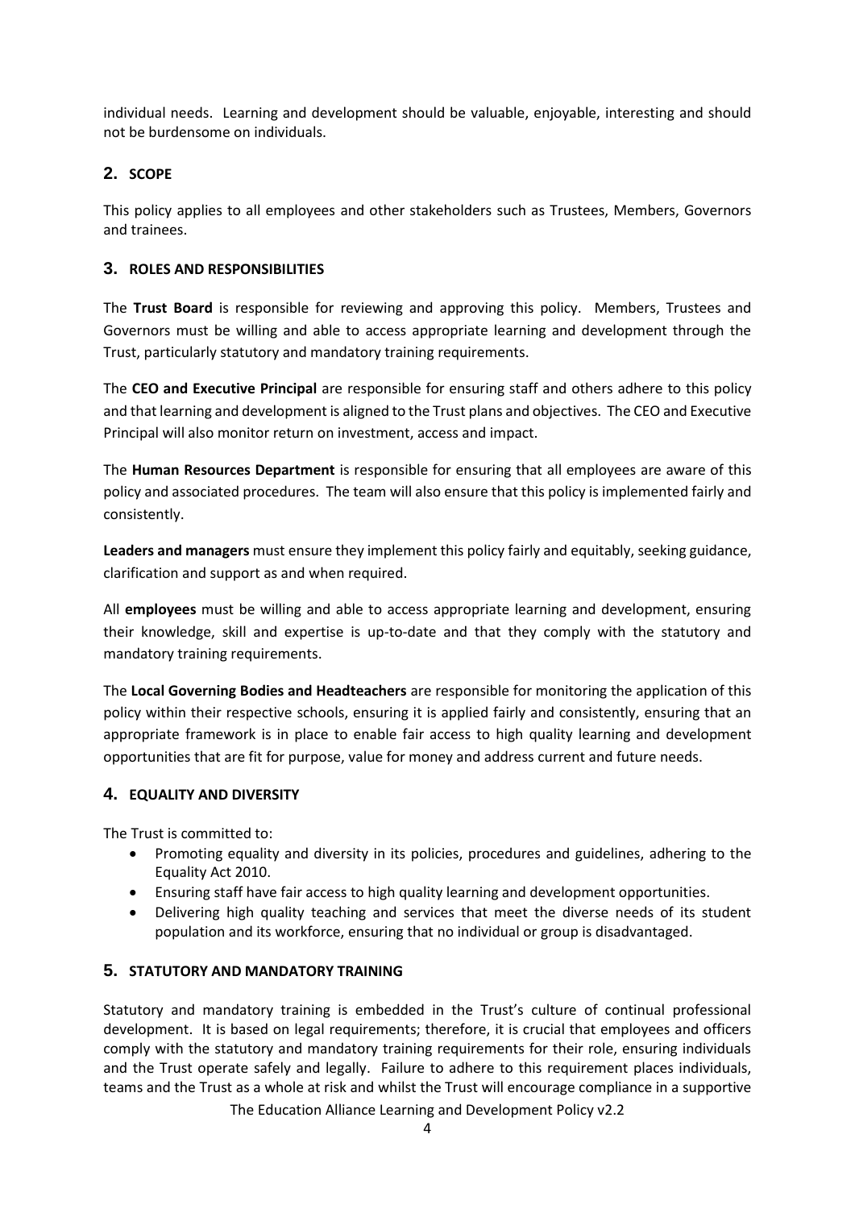individual needs. Learning and development should be valuable, enjoyable, interesting and should not be burdensome on individuals.

## 2. SCOPE

This policy applies to all employees and other stakeholders such as Trustees, Members, Governors and trainees.

## 3. ROLES AND RESPONSIBILITIES

The **Trust Board** is responsible for reviewing and approving this policy. Members, Trustees and Governors must be willing and able to access appropriate learning and development through the Trust, particularly statutory and mandatory training requirements.

The **CEO and Executive Principal** are responsible for ensuring staff and others adhere to this policy and that learning and development is aligned to the Trust plans and objectives. The CEO and Executive Principal will also monitor return on investment, access and impact.

The **Human Resources Department** is responsible for ensuring that all employees are aware of this policy and associated procedures. The team will also ensure that this policy is implemented fairly and consistently.

**Leaders and managers** must ensure they implement this policy fairly and equitably, seeking guidance, clarification and support as and when required.

All **employees** must be willing and able to access appropriate learning and development, ensuring their knowledge, skill and expertise is up-to-date and that they comply with the statutory and mandatory training requirements.

The **Local Governing Bodies and Headteachers** are responsible for monitoring the application of this policy within their respective schools, ensuring it is applied fairly and consistently, ensuring that an appropriate framework is in place to enable fair access to high quality learning and development opportunities that are fit for purpose, value for money and address current and future needs.

## 4. EQUALITY AND DIVERSITY

The Trust is committed to:

- Promoting equality and diversity in its policies, procedures and guidelines, adhering to the Equality Act 2010.
- Ensuring staff have fair access to high quality learning and development opportunities.
- Delivering high quality teaching and services that meet the diverse needs of its student population and its workforce, ensuring that no individual or group is disadvantaged.

## 5. STATUTORY AND MANDATORY TRAINING

Statutory and mandatory training is embedded in the Trust's culture of continual professional development. It is based on legal requirements; therefore, it is crucial that employees and officers comply with the statutory and mandatory training requirements for their role, ensuring individuals and the Trust operate safely and legally. Failure to adhere to this requirement places individuals, teams and the Trust as a whole at risk and whilst the Trust will encourage compliance in a supportive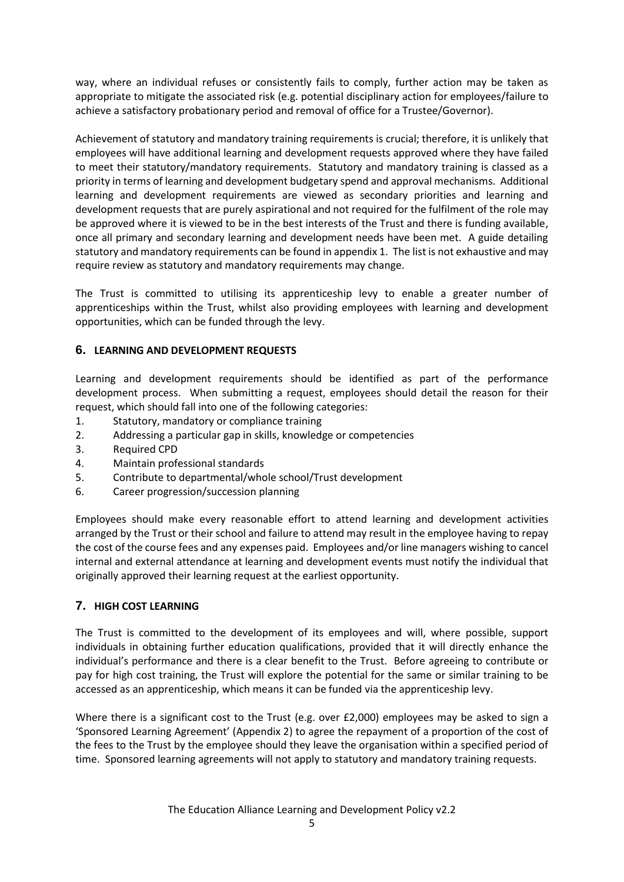way, where an individual refuses or consistently fails to comply, further action may be taken as appropriate to mitigate the associated risk (e.g. potential disciplinary action for employees/failure to achieve a satisfactory probationary period and removal of office for a Trustee/Governor).

Achievement of statutory and mandatory training requirements is crucial; therefore, it is unlikely that employees will have additional learning and development requests approved where they have failed to meet their statutory/mandatory requirements. Statutory and mandatory training is classed as a priority in terms of learning and development budgetary spend and approval mechanisms. Additional learning and development requirements are viewed as secondary priorities and learning and development requests that are purely aspirational and not required for the fulfilment of the role may be approved where it is viewed to be in the best interests of the Trust and there is funding available, once all primary and secondary learning and development needs have been met. A guide detailing statutory and mandatory requirements can be found in appendix 1. The list is not exhaustive and may require review as statutory and mandatory requirements may change.

The Trust is committed to utilising its apprenticeship levy to enable a greater number of apprenticeships within the Trust, whilst also providing employees with learning and development opportunities, which can be funded through the levy.

## 6. LEARNING AND DEVELOPMENT REQUESTS

Learning and development requirements should be identified as part of the performance development process. When submitting a request, employees should detail the reason for their request, which should fall into one of the following categories:

1. Statutory, mandatory or compliance training
2. Addressing a particular gap in skills, knowledge or competencies
3. Required CPD
4. Maintain professional standards
5. Contribute to departmental/whole school/Trust development
6. Career progression/succession planning

Employees should make every reasonable effort to attend learning and development activities arranged by the Trust or their school and failure to attend may result in the employee having to repay the cost of the course fees and any expenses paid. Employees and/or line managers wishing to cancel internal and external attendance at learning and development events must notify the individual that originally approved their learning request at the earliest opportunity.

## 7. HIGH COST LEARNING

The Trust is committed to the development of its employees and will, where possible, support individuals in obtaining further education qualifications, provided that it will directly enhance the individual's performance and there is a clear benefit to the Trust. Before agreeing to contribute or pay for high cost training, the Trust will explore the potential for the same or similar training to be accessed as an apprenticeship, which means it can be funded via the apprenticeship levy.

Where there is a significant cost to the Trust (e.g. over £2,000) employees may be asked to sign a 'Sponsored Learning Agreement' (Appendix 2) to agree the repayment of a proportion of the cost of the fees to the Trust by the employee should they leave the organisation within a specified period of time. Sponsored learning agreements will not apply to statutory and mandatory training requests.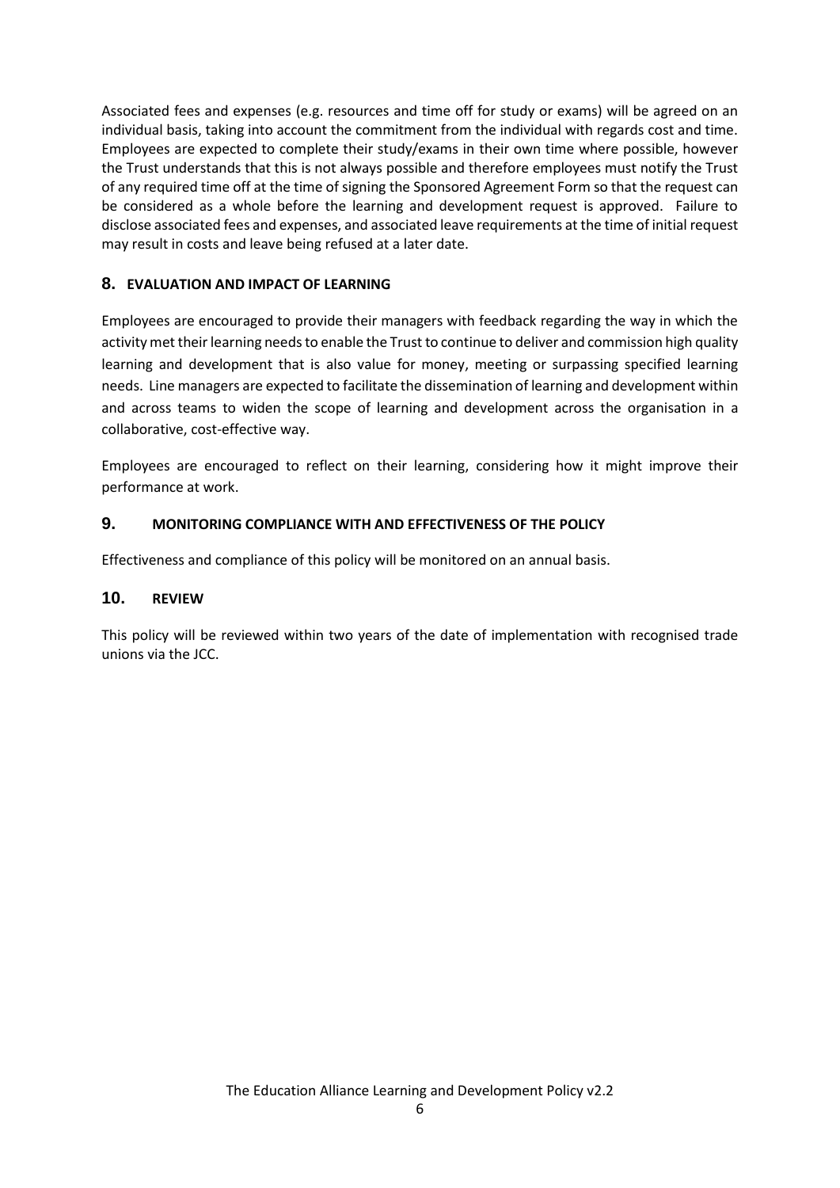Associated fees and expenses (e.g. resources and time off for study or exams) will be agreed on an individual basis, taking into account the commitment from the individual with regards cost and time. Employees are expected to complete their study/exams in their own time where possible, however the Trust understands that this is not always possible and therefore employees must notify the Trust of any required time off at the time of signing the Sponsored Agreement Form so that the request can be considered as a whole before the learning and development request is approved. Failure to disclose associated fees and expenses, and associated leave requirements at the time of initial request may result in costs and leave being refused at a later date.

## 8. EVALUATION AND IMPACT OF LEARNING

Employees are encouraged to provide their managers with feedback regarding the way in which the activity met their learning needs to enable the Trust to continue to deliver and commission high quality learning and development that is also value for money, meeting or surpassing specified learning needs. Line managers are expected to facilitate the dissemination of learning and development within and across teams to widen the scope of learning and development across the organisation in a collaborative, cost-effective way.

Employees are encouraged to reflect on their learning, considering how it might improve their performance at work.

## 9. MONITORING COMPLIANCE WITH AND EFFECTIVENESS OF THE POLICY

Effectiveness and compliance of this policy will be monitored on an annual basis.

## 10. REVIEW

This policy will be reviewed within two years of the date of implementation with recognised trade unions via the JCC.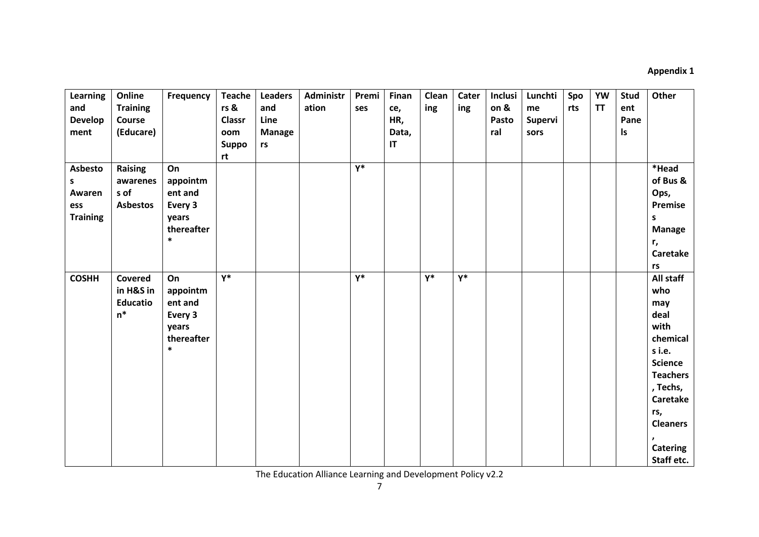**Appendix 1**

| Learning and Development | Online Training Course (Educare) | Frequency | Teachers & Classroom Support | Leaders and Line Managers | Administration | Premises | Finance, HR, Data, IT | Cleaning | Catering | Inclusion & Pastoral | Lunchtime Supervisors | Sports | YW TT | Student Panels | Other |
|---|---|---|---|---|---|---|---|---|---|---|---|---|---|---|---|
| **Asbestos Awareness Training** | **Raising awareness of Asbestos** | **On appointment and Every 3 years thereafter*** | | | | **Y*** | | | | | | | | | **\*Head of Bus & Ops, Premises Manager, Caretakers** |
| **COSHH** | **Covered in H&S in Education*** | **On appointment and Every 3 years thereafter*** | **Y*** | | | **Y*** | | **Y*** | **Y*** | | | | | | **All staff who may deal with chemicals i.e. Science Teachers, Techs, Caretakers, Cleaners, Catering Staff etc.** |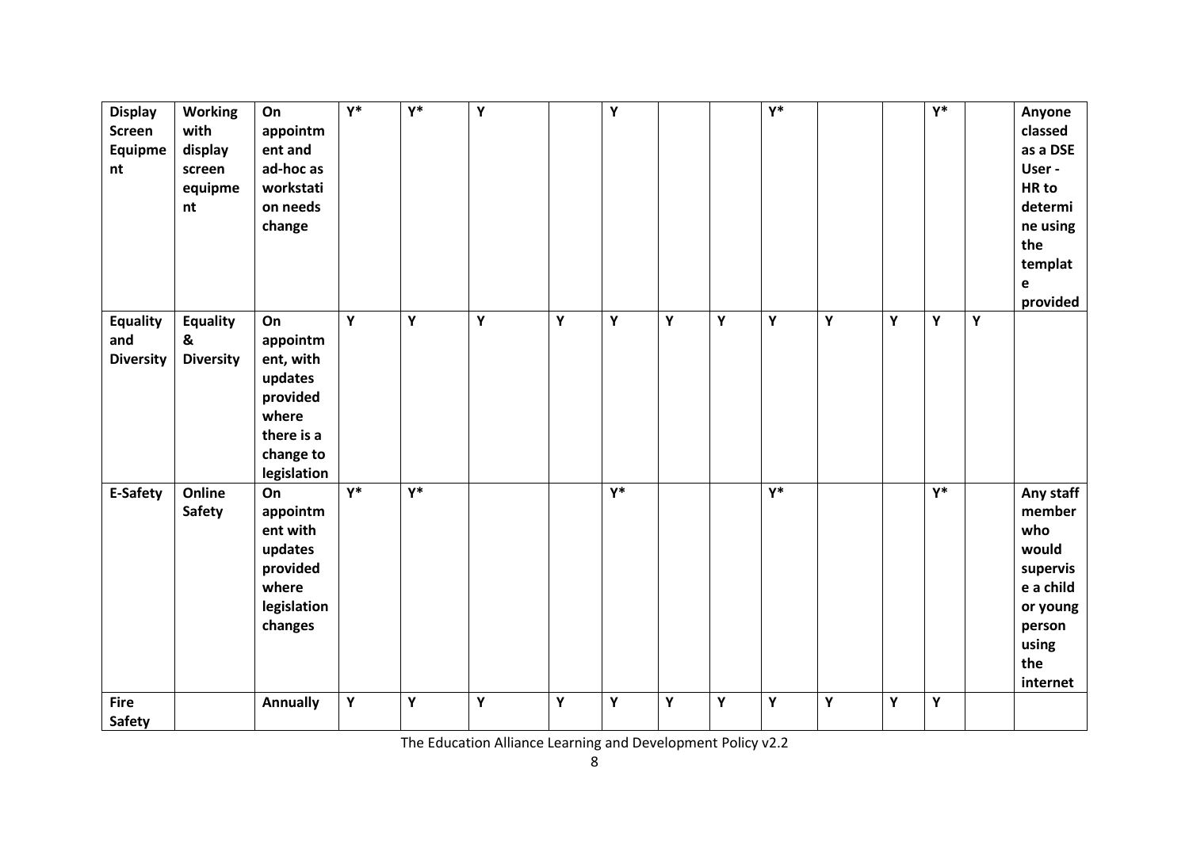| | | | | | | | | | | | | | | | |
|---|---|---|---|---|---|---|---|---|---|---|---|---|---|---|---|
| **Display Screen Equipment** | **Working with display screen equipment** | **On appointment and ad-hoc as workstation needs change** | **Y*** | **Y*** | **Y** | | **Y** | | | **Y*** | | | **Y*** | | **Anyone classed as a DSE User - HR to determine using the template provided** |
| **Equality and Diversity** | **Equality & Diversity** | **On appointment, with updates provided where there is a change to legislation** | **Y** | **Y** | **Y** | **Y** | **Y** | **Y** | **Y** | **Y** | **Y** | **Y** | **Y** | **Y** | |
| **E-Safety** | **Online Safety** | **On appointment with updates provided where legislation changes** | **Y*** | **Y*** | | | **Y*** | | | **Y*** | | | **Y*** | | **Any staff member who would supervise a child or young person using the internet** |
| **Fire Safety** | | **Annually** | **Y** | **Y** | **Y** | **Y** | **Y** | **Y** | **Y** | **Y** | **Y** | **Y** | **Y** | | |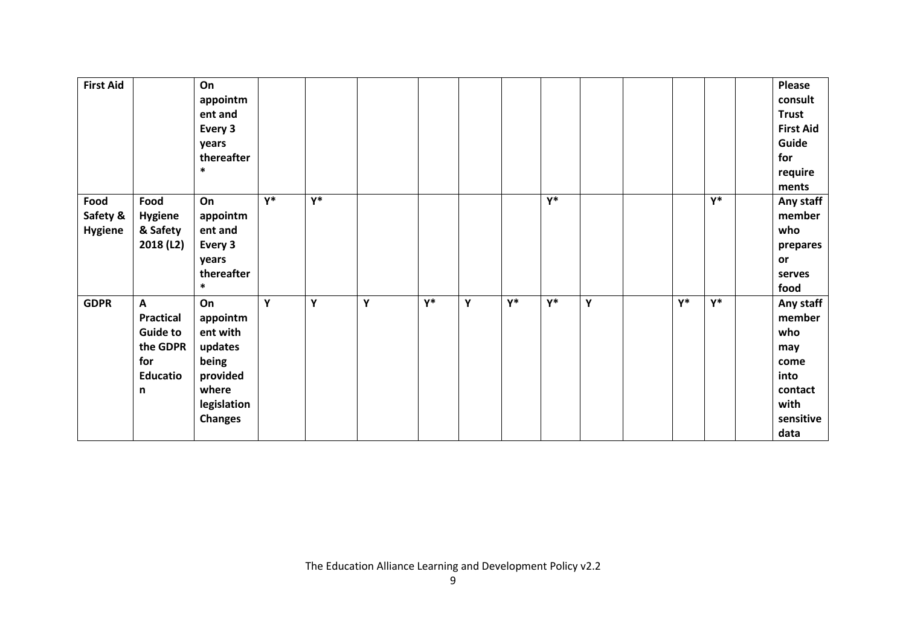| First Aid | | On appointment and Every 3 years thereafter * | | | | | | | | | | | | | Please consult Trust First Aid Guide for requirements |
|---|---|---|---|---|---|---|---|---|---|---|---|---|---|---|---|
| Food Safety & Hygiene | Food Hygiene & Safety 2018 (L2) | On appointment and Every 3 years thereafter * | Y* | Y* | | | | | Y* | | | | Y* | | Any staff member who prepares or serves food |
| GDPR | A Practical Guide to the GDPR for Education | On appointment with updates being provided where legislation Changes | Y | Y | Y | Y* | Y | Y* | Y* | Y | | Y* | Y* | | Any staff member who may come into contact with sensitive data |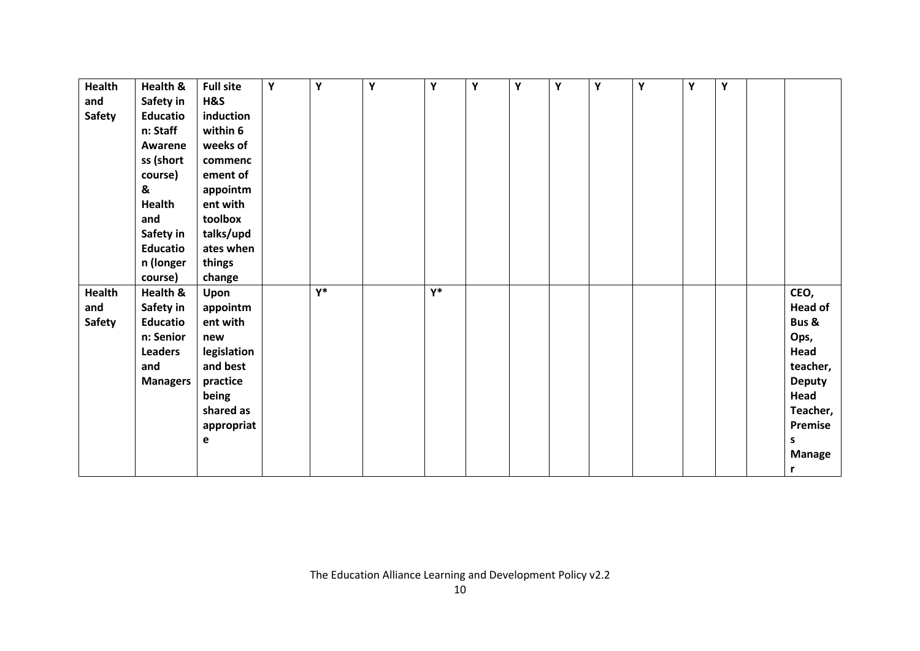| | | | | | | | | | | | | | | | |
|---|---|---|---|---|---|---|---|---|---|---|---|---|---|---|---|
| **Health and Safety** | **Health & Safety in Education: Staff Awareness (short course) & Health and Safety in Education (longer course)** | **Full site H&S induction within 6 weeks of commencement of appointment with toolbox talks/updates when things change** | **Y** | **Y** | **Y** | **Y** | **Y** | **Y** | **Y** | **Y** | **Y** | **Y** | **Y** | | |
| **Health and Safety** | **Health & Safety in Education: Senior Leaders and Managers** | **Upon appointment with new legislation and best practice being shared as appropriate** | | **Y*** | | **Y*** | | | | | | | | | **CEO, Head of Bus & Ops, Head teacher, Deputy Head Teacher, Premises Manager** |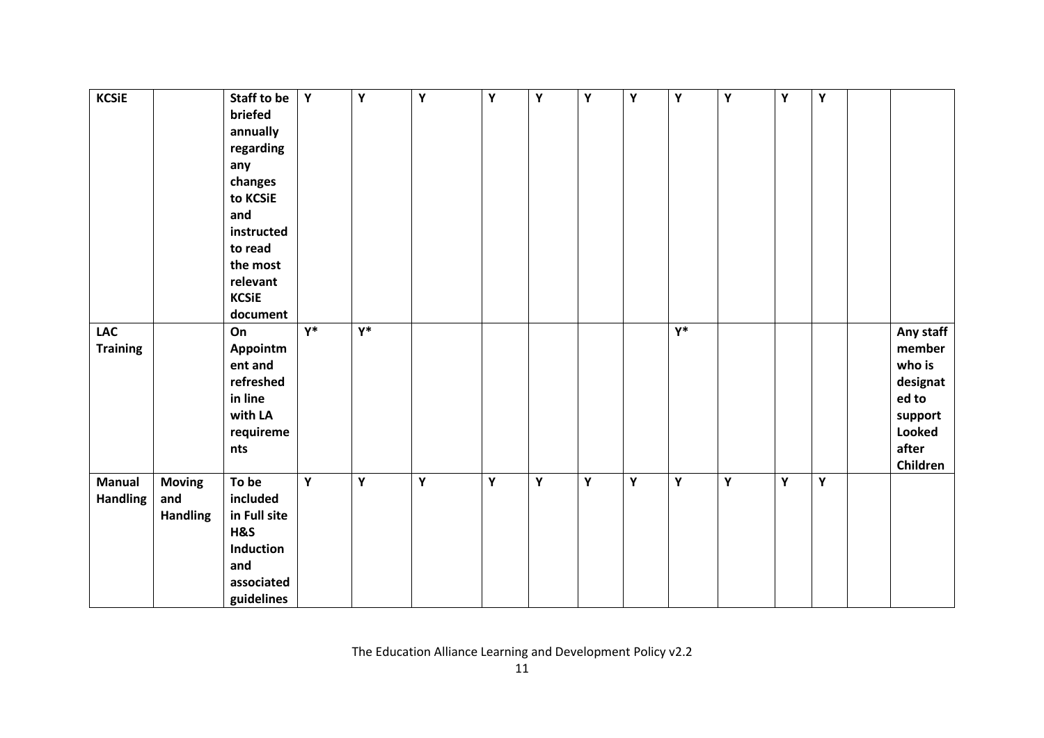| | | | | | | | | | | | | | | |
|---|---|---|---|---|---|---|---|---|---|---|---|---|---|---|---|
| **KCSiE** | | **Staff to be briefed annually regarding any changes to KCSiE and instructed to read the most relevant KCSiE document** | **Y** | **Y** | **Y** | **Y** | **Y** | **Y** | **Y** | **Y** | **Y** | **Y** | **Y** | | |
| **LAC Training** | | **On Appointment and refreshed in line with LA requirements** | **Y*** | **Y*** | | | | | | **Y*** | | | | | **Any staff member who is designated to support Looked after Children** |
| **Manual Handling** | **Moving and Handling** | **To be included in Full site H&S Induction and associated guidelines** | **Y** | **Y** | **Y** | **Y** | **Y** | **Y** | **Y** | **Y** | **Y** | **Y** | **Y** | | |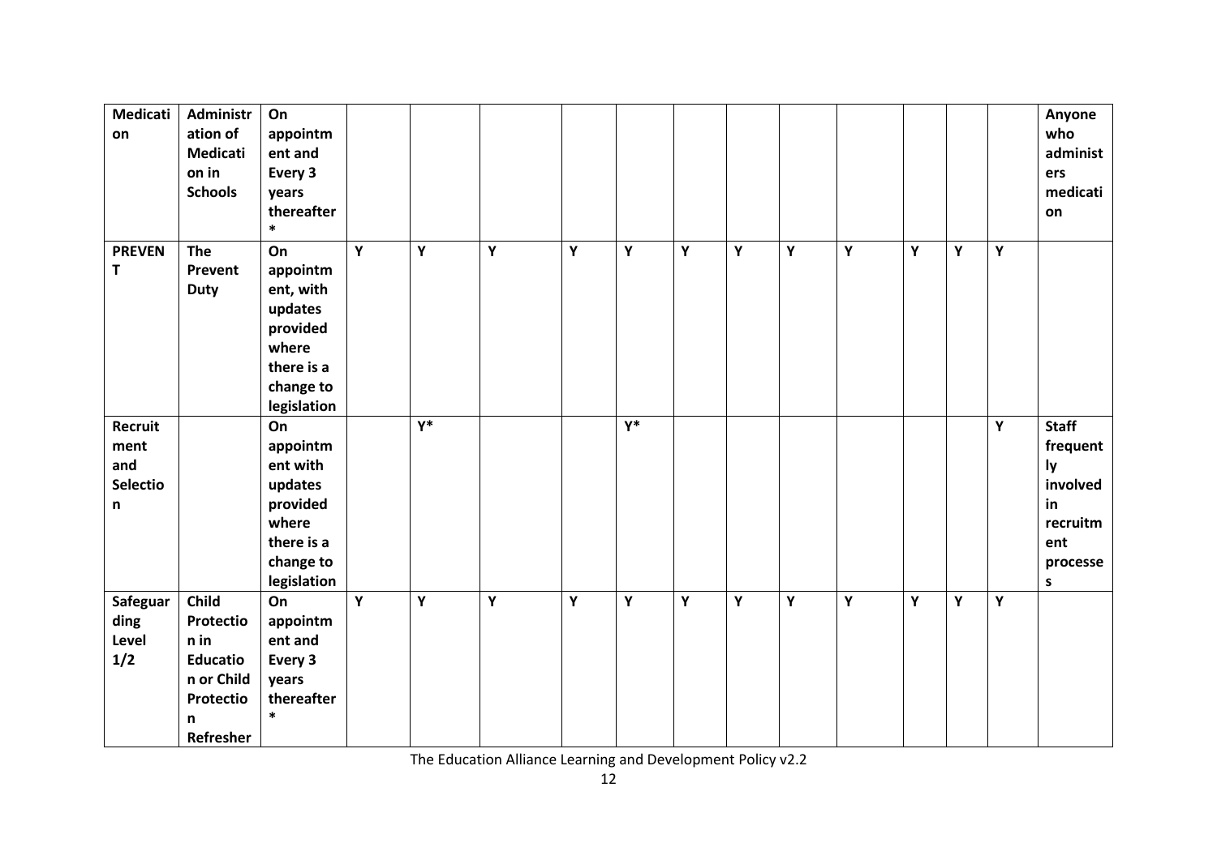| | | | | | | | | | | | | | | | |
|---|---|---|---|---|---|---|---|---|---|---|---|---|---|---|---|
| **Medication** | **Administration of Medication in Schools** | **On appointment and Every 3 years thereafter *** | | | | | | | | | | | | | **Anyone who administers medication** |
| **PREVENT** | **The Prevent Duty** | **On appointment, with updates provided where there is a change to legislation** | **Y** | **Y** | **Y** | **Y** | **Y** | **Y** | **Y** | **Y** | **Y** | **Y** | **Y** | **Y** | |
| **Recruitment and Selection** | | **On appointment with updates provided where there is a change to legislation** | | **Y*** | | | **Y*** | | | | | | | **Y** | **Staff frequently involved in recruitment processes** |
| **Safeguarding Level 1/2** | **Child Protection in Education or Child Protection Refresher** | **On appointment and Every 3 years thereafter *** | **Y** | **Y** | **Y** | **Y** | **Y** | **Y** | **Y** | **Y** | **Y** | **Y** | **Y** | **Y** | |

The Education Alliance Learning and Development Policy v2.2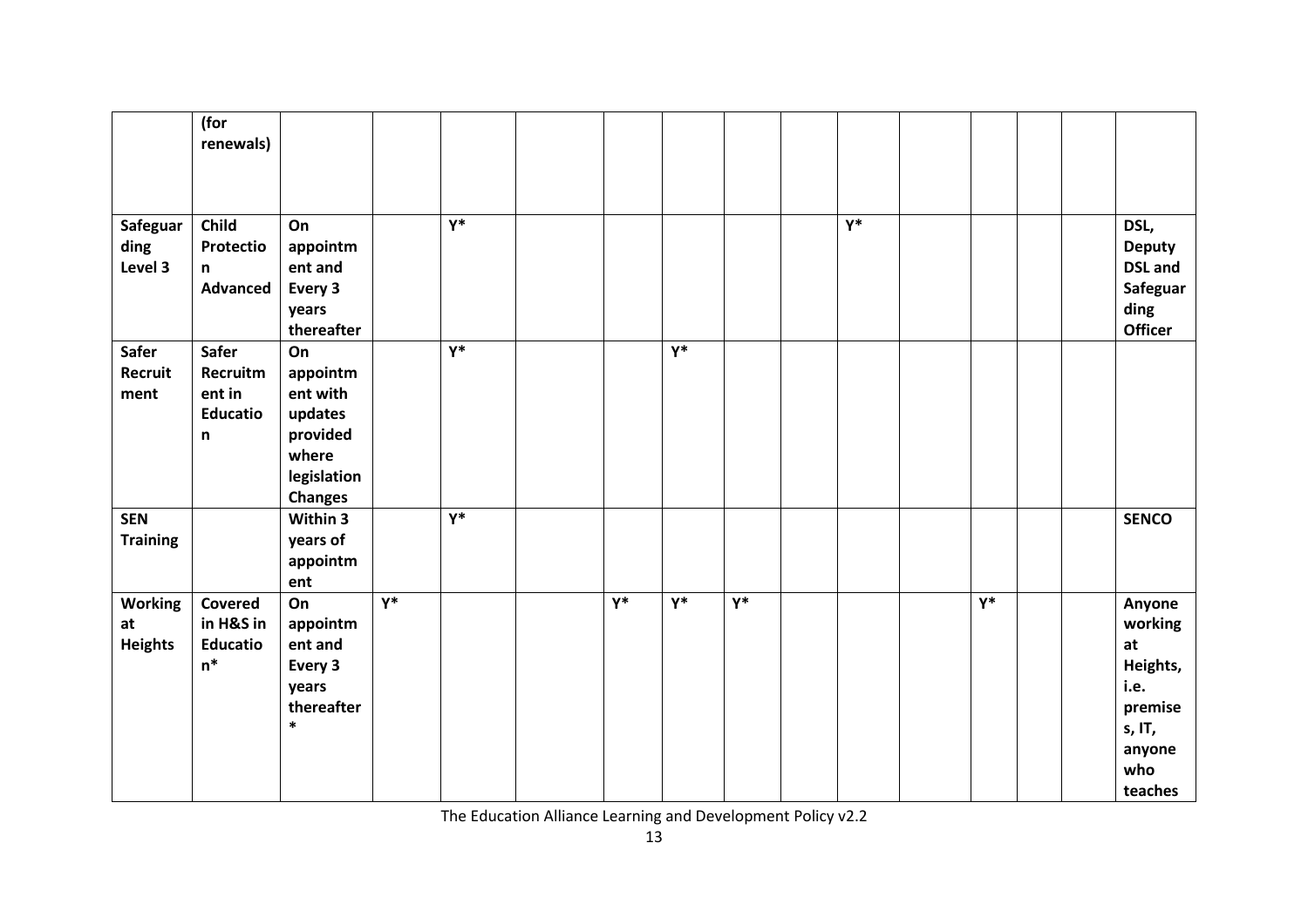| | (for renewals) | | | | | | | | | | | | | | |
|---|---|---|---|---|---|---|---|---|---|---|---|---|---|---|---|
| **Safeguarding Level 3** | **Child Protection Advanced** | **On appointment and Every 3 years thereafter** | | Y* | | | | | | Y* | | | | | **DSL, Deputy DSL and Safeguarding Officer** |
| **Safer Recruitment** | **Safer Recruitment in Education** | **On appointment with updates provided where legislation Changes** | | Y* | | | Y* | | | | | | | | |
| **SEN Training** | | **Within 3 years of appointment** | | Y* | | | | | | | | | | | **SENCO** |
| **Working at Heights** | **Covered in H&S in Education*** | **On appointment and Every 3 years thereafter*** | Y* | | | Y* | Y* | Y* | | | | Y* | | | **Anyone working at Heights, i.e. premises, IT, anyone who teaches** |

The Education Alliance Learning and Development Policy v2.2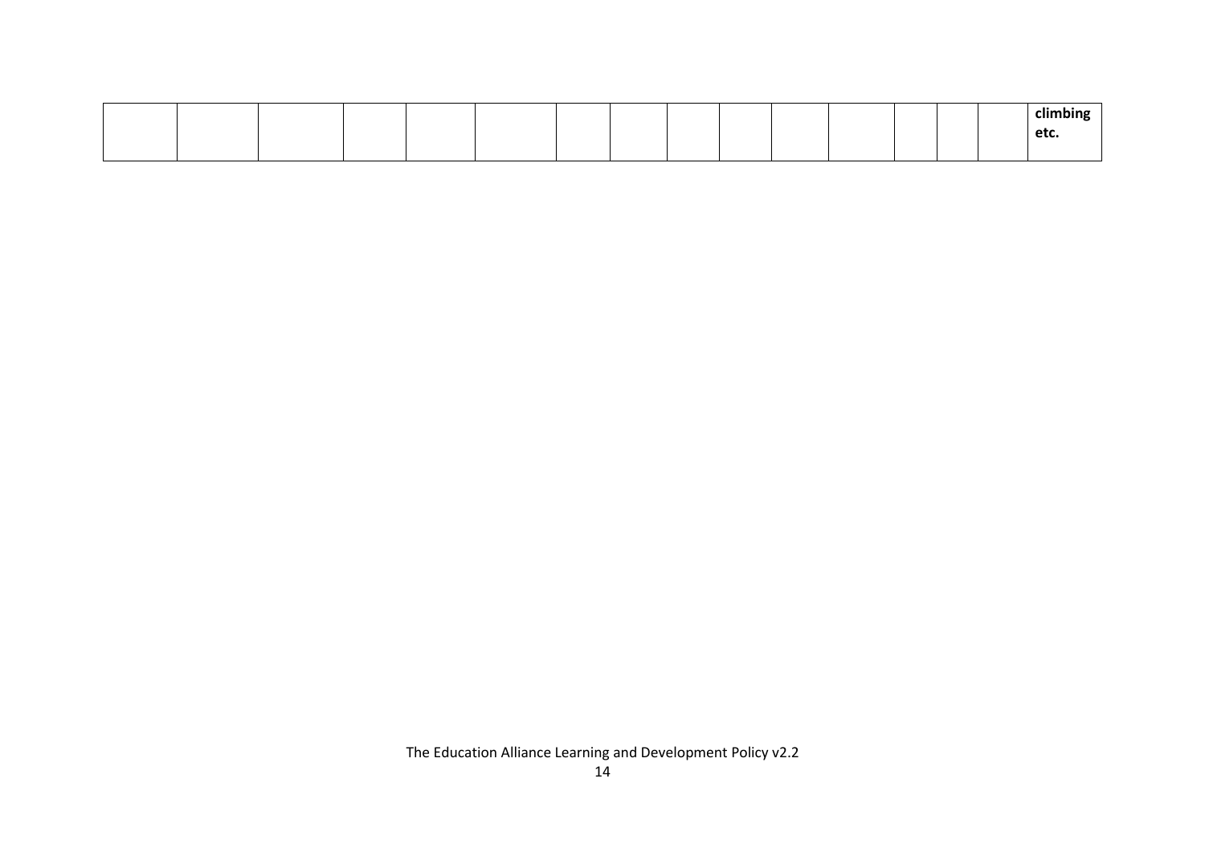| | | | | | | | | | | | | | | | **climbing etc.** |
|---|---|---|---|---|---|---|---|---|---|---|---|---|---|---|---|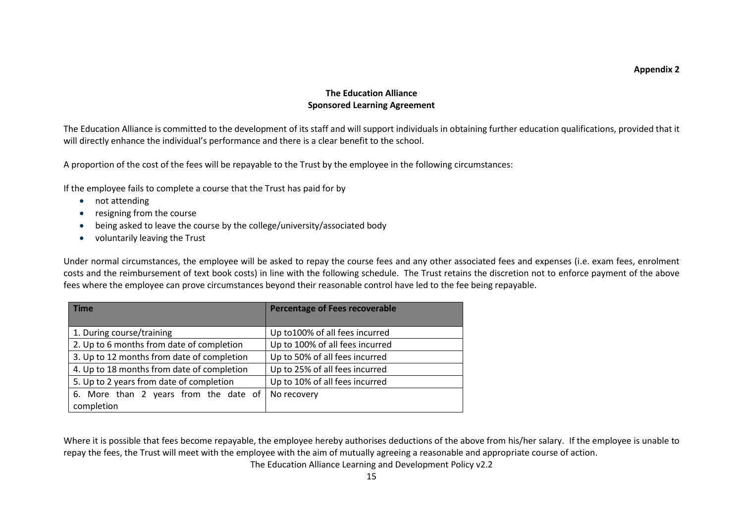**Appendix 2**

**The Education Alliance**
**Sponsored Learning Agreement**

The Education Alliance is committed to the development of its staff and will support individuals in obtaining further education qualifications, provided that it will directly enhance the individual's performance and there is a clear benefit to the school.

A proportion of the cost of the fees will be repayable to the Trust by the employee in the following circumstances:

If the employee fails to complete a course that the Trust has paid for by

- not attending
- resigning from the course
- being asked to leave the course by the college/university/associated body
- voluntarily leaving the Trust

Under normal circumstances, the employee will be asked to repay the course fees and any other associated fees and expenses (i.e. exam fees, enrolment costs and the reimbursement of text book costs) in line with the following schedule. The Trust retains the discretion not to enforce payment of the above fees where the employee can prove circumstances beyond their reasonable control have led to the fee being repayable.

| Time | Percentage of Fees recoverable |
|---|---|
| 1. During course/training | Up to100% of all fees incurred |
| 2. Up to 6 months from date of completion | Up to 100% of all fees incurred |
| 3. Up to 12 months from date of completion | Up to 50% of all fees incurred |
| 4. Up to 18 months from date of completion | Up to 25% of all fees incurred |
| 5. Up to 2 years from date of completion | Up to 10% of all fees incurred |
| 6. More than 2 years from the date of completion | No recovery |

Where it is possible that fees become repayable, the employee hereby authorises deductions of the above from his/her salary. If the employee is unable to repay the fees, the Trust will meet with the employee with the aim of mutually agreeing a reasonable and appropriate course of action.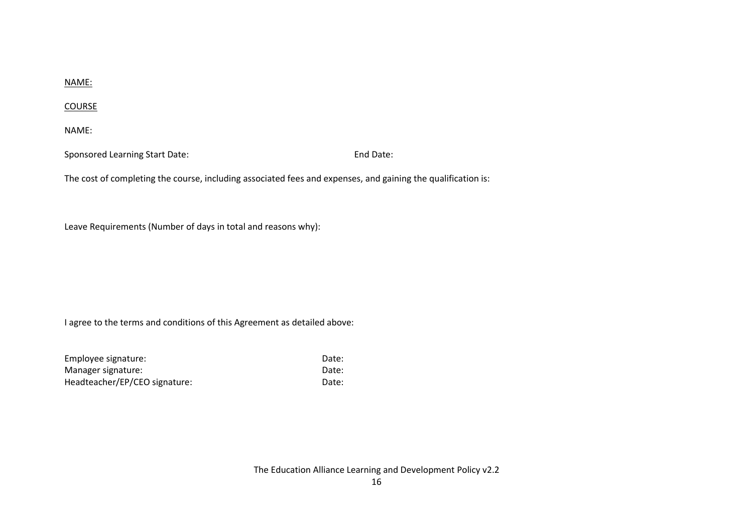<u>NAME:</u>

<u>COURSE</u>

NAME:

Sponsored Learning Start Date: End Date:

The cost of completing the course, including associated fees and expenses, and gaining the qualification is:

Leave Requirements (Number of days in total and reasons why):

I agree to the terms and conditions of this Agreement as detailed above:

Employee signature: Date:
Manager signature: Date:
Headteacher/EP/CEO signature: Date: